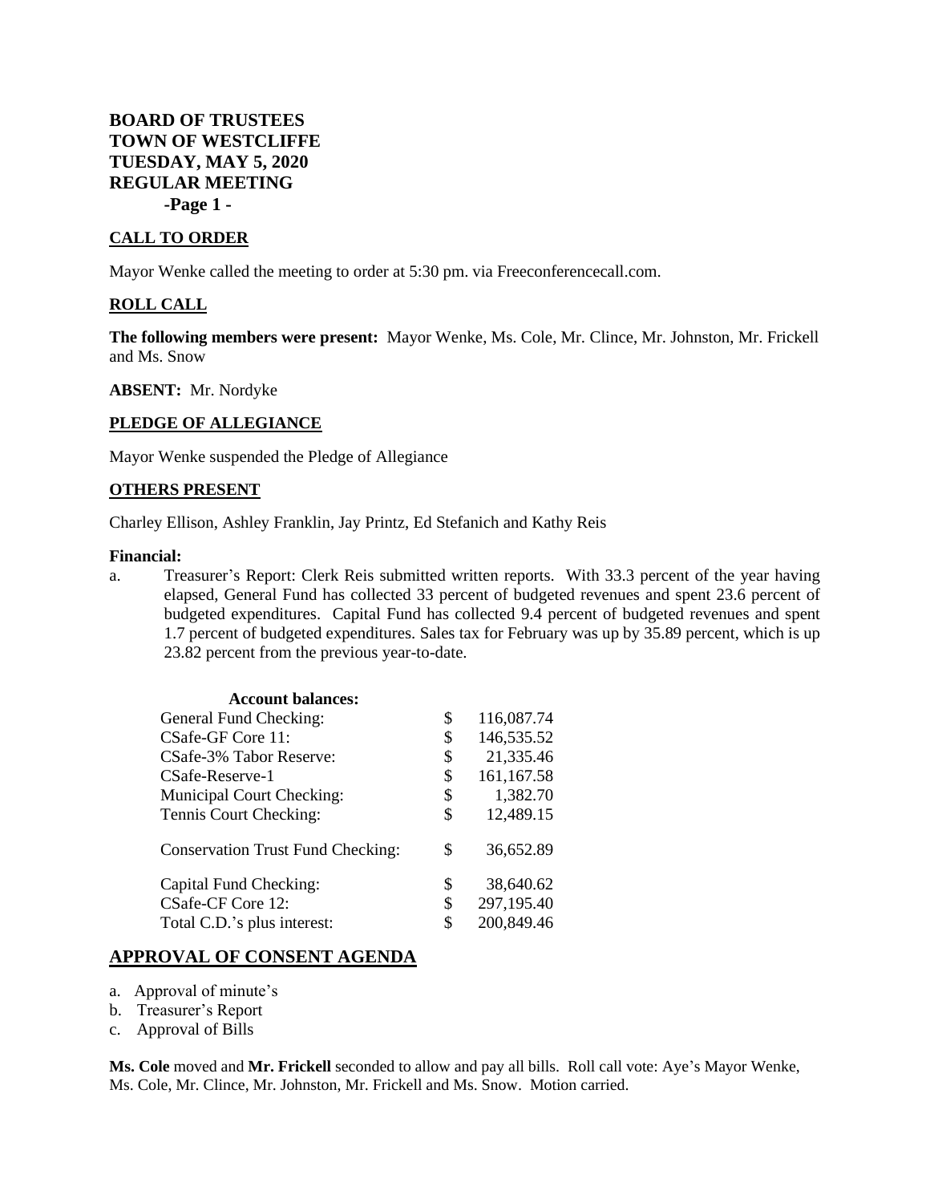**BOARD OF TRUSTEES**
**TOWN OF WESTCLIFFE**
**TUESDAY, MAY 5, 2020**
**REGULAR MEETING**

## CALL TO ORDER

Mayor Wenke called the meeting to order at 5:30 pm. via Freeconferencecall.com.

## ROLL CALL

**The following members were present:** Mayor Wenke, Ms. Cole, Mr. Clince, Mr. Johnston, Mr. Frickell and Ms. Snow

**ABSENT:** Mr. Nordyke

## PLEDGE OF ALLEGIANCE

Mayor Wenke suspended the Pledge of Allegiance

## OTHERS PRESENT

Charley Ellison, Ashley Franklin, Jay Printz, Ed Stefanich and Kathy Reis

**Financial:**

a. Treasurer's Report: Clerk Reis submitted written reports. With 33.3 percent of the year having elapsed, General Fund has collected 33 percent of budgeted revenues and spent 23.6 percent of budgeted expenditures. Capital Fund has collected 9.4 percent of budgeted revenues and spent 1.7 percent of budgeted expenditures. Sales tax for February was up by 35.89 percent, which is up 23.82 percent from the previous year-to-date.

| **Account balances:** | | |
|---|---|---|
| General Fund Checking: | $ | 116,087.74 |
| CSafe-GF Core 11: | $ | 146,535.52 |
| CSafe-3% Tabor Reserve: | $ | 21,335.46 |
| CSafe-Reserve-1 | $ | 161,167.58 |
| Municipal Court Checking: | $ | 1,382.70 |
| Tennis Court Checking: | $ | 12,489.15 |
| Conservation Trust Fund Checking: | $ | 36,652.89 |
| Capital Fund Checking: | $ | 38,640.62 |
| CSafe-CF Core 12: | $ | 297,195.40 |
| Total C.D.'s plus interest: | $ | 200,849.46 |

## APPROVAL OF CONSENT AGENDA

a. Approval of minute's
b. Treasurer's Report
c. Approval of Bills

**Ms. Cole** moved and **Mr. Frickell** seconded to allow and pay all bills. Roll call vote: Aye's Mayor Wenke, Ms. Cole, Mr. Clince, Mr. Johnston, Mr. Frickell and Ms. Snow. Motion carried.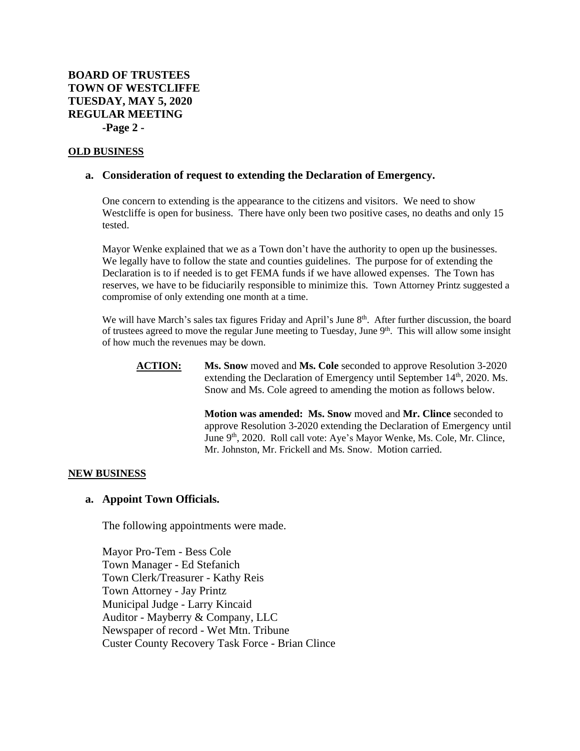**OLD BUSINESS**

**a. Consideration of request to extending the Declaration of Emergency.**

One concern to extending is the appearance to the citizens and visitors. We need to show Westcliffe is open for business. There have only been two positive cases, no deaths and only 15 tested.

Mayor Wenke explained that we as a Town don't have the authority to open up the businesses. We legally have to follow the state and counties guidelines. The purpose for of extending the Declaration is to if needed is to get FEMA funds if we have allowed expenses. The Town has reserves, we have to be fiduciarily responsible to minimize this. Town Attorney Printz suggested a compromise of only extending one month at a time.

We will have March's sales tax figures Friday and April's June 8th. After further discussion, the board of trustees agreed to move the regular June meeting to Tuesday, June 9th. This will allow some insight of how much the revenues may be down.

**ACTION:** **Ms. Snow** moved and **Ms. Cole** seconded to approve Resolution 3-2020 extending the Declaration of Emergency until September 14th, 2020. Ms. Snow and Ms. Cole agreed to amending the motion as follows below.

**Motion was amended: Ms. Snow** moved and **Mr. Clince** seconded to approve Resolution 3-2020 extending the Declaration of Emergency until June 9th, 2020. Roll call vote: Aye's Mayor Wenke, Ms. Cole, Mr. Clince, Mr. Johnston, Mr. Frickell and Ms. Snow. Motion carried.

**NEW BUSINESS**

**a. Appoint Town Officials.**

The following appointments were made.

Mayor Pro-Tem - Bess Cole
Town Manager - Ed Stefanich
Town Clerk/Treasurer - Kathy Reis
Town Attorney - Jay Printz
Municipal Judge - Larry Kincaid
Auditor - Mayberry & Company, LLC
Newspaper of record - Wet Mtn. Tribune
Custer County Recovery Task Force - Brian Clince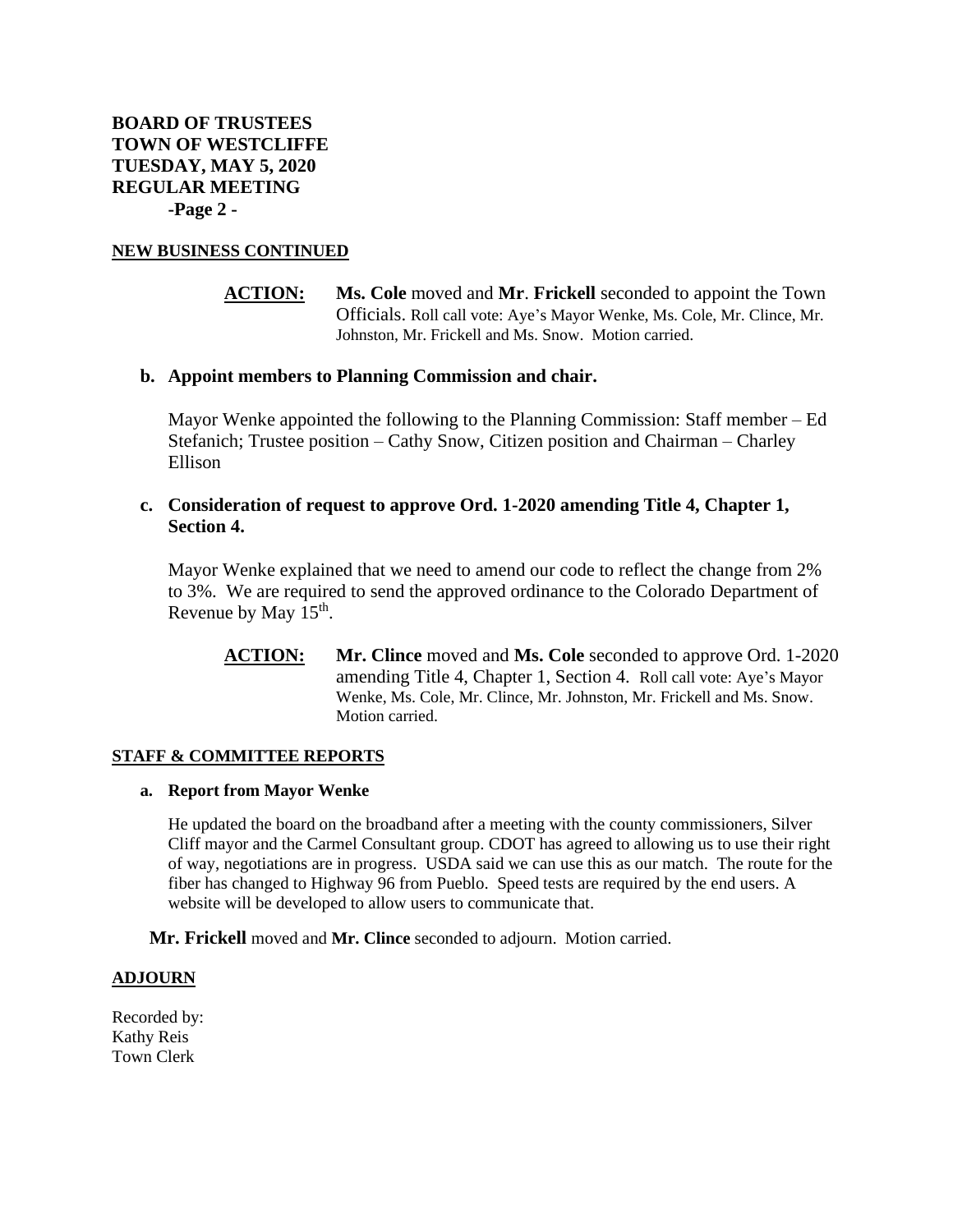**BOARD OF TRUSTEES**
**TOWN OF WESTCLIFFE**
**TUESDAY, MAY 5, 2020**
**REGULAR MEETING**
**-Page 2 -**

**NEW BUSINESS CONTINUED**

> **ACTION:** **Ms. Cole** moved and **Mr. Frickell** seconded to appoint the Town Officials. Roll call vote: Aye's Mayor Wenke, Ms. Cole, Mr. Clince, Mr. Johnston, Mr. Frickell and Ms. Snow. Motion carried.

**b. Appoint members to Planning Commission and chair.**

Mayor Wenke appointed the following to the Planning Commission: Staff member – Ed Stefanich; Trustee position – Cathy Snow, Citizen position and Chairman – Charley Ellison

**c. Consideration of request to approve Ord. 1-2020 amending Title 4, Chapter 1, Section 4.**

Mayor Wenke explained that we need to amend our code to reflect the change from 2% to 3%. We are required to send the approved ordinance to the Colorado Department of Revenue by May 15th.

> **ACTION:** **Mr. Clince** moved and **Ms. Cole** seconded to approve Ord. 1-2020 amending Title 4, Chapter 1, Section 4. Roll call vote: Aye's Mayor Wenke, Ms. Cole, Mr. Clince, Mr. Johnston, Mr. Frickell and Ms. Snow. Motion carried.

**STAFF & COMMITTEE REPORTS**

**a. Report from Mayor Wenke**

He updated the board on the broadband after a meeting with the county commissioners, Silver Cliff mayor and the Carmel Consultant group. CDOT has agreed to allowing us to use their right of way, negotiations are in progress. USDA said we can use this as our match. The route for the fiber has changed to Highway 96 from Pueblo. Speed tests are required by the end users. A website will be developed to allow users to communicate that.

**Mr. Frickell** moved and **Mr. Clince** seconded to adjourn. Motion carried.

**ADJOURN**

Recorded by:
Kathy Reis
Town Clerk